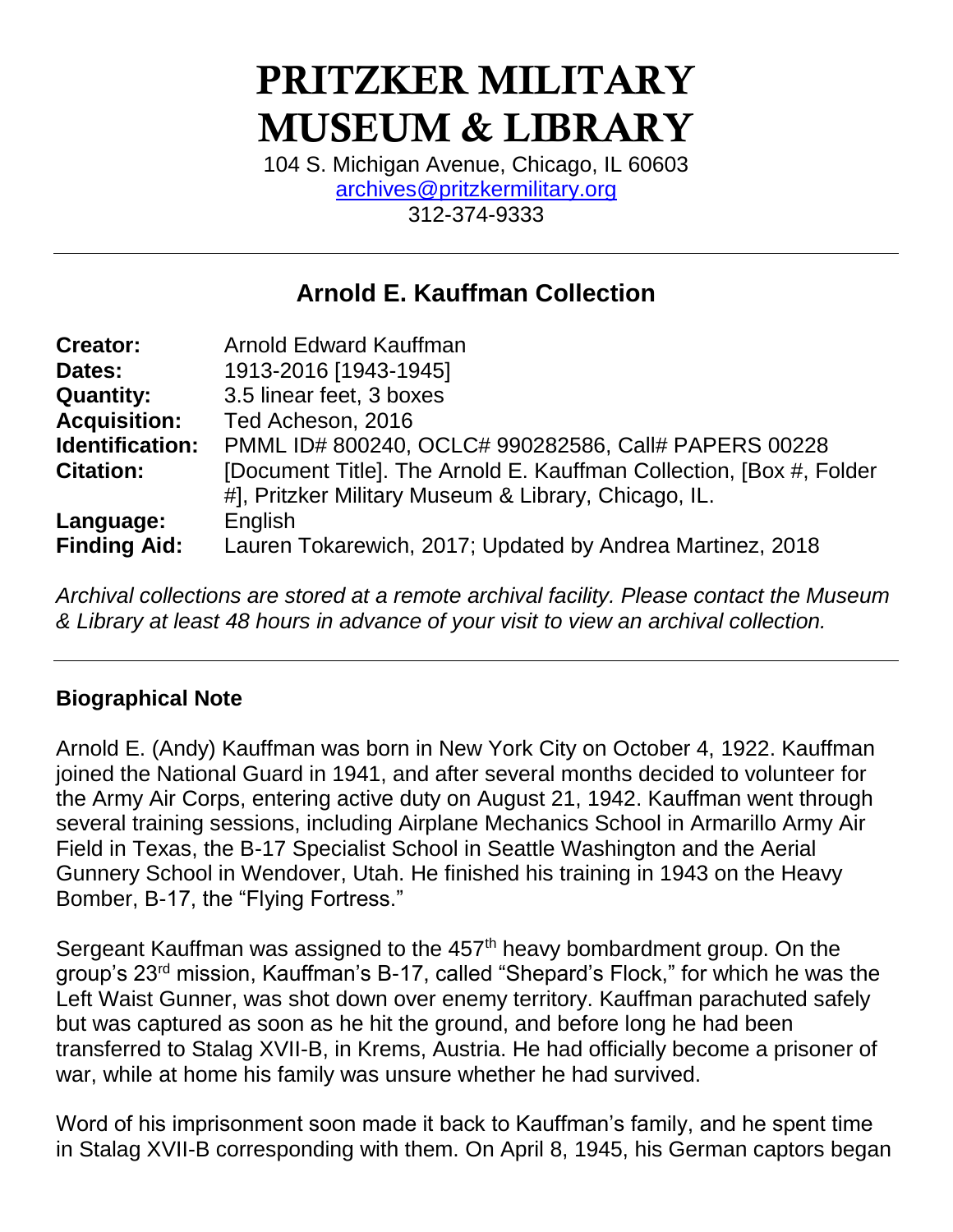# PRITZKER MILITARY MUSEUM & LIBRARY

104 S. Michigan Avenue, Chicago, IL 60603
archives@pritzkermilitary.org
312-374-9333

---

## Arnold E. Kauffman Collection

| | |
|---|---|
| **Creator:** | Arnold Edward Kauffman |
| **Dates:** | 1913-2016 [1943-1945] |
| **Quantity:** | 3.5 linear feet, 3 boxes |
| **Acquisition:** | Ted Acheson, 2016 |
| **Identification:** | PMML ID# 800240, OCLC# 990282586, Call# PAPERS 00228 |
| **Citation:** | [Document Title]. The Arnold E. Kauffman Collection, [Box #, Folder #], Pritzker Military Museum & Library, Chicago, IL. |
| **Language:** | English |
| **Finding Aid:** | Lauren Tokarewich, 2017; Updated by Andrea Martinez, 2018 |

*Archival collections are stored at a remote archival facility. Please contact the Museum & Library at least 48 hours in advance of your visit to view an archival collection.*

---

### Biographical Note

Arnold E. (Andy) Kauffman was born in New York City on October 4, 1922. Kauffman joined the National Guard in 1941, and after several months decided to volunteer for the Army Air Corps, entering active duty on August 21, 1942. Kauffman went through several training sessions, including Airplane Mechanics School in Armarillo Army Air Field in Texas, the B-17 Specialist School in Seattle Washington and the Aerial Gunnery School in Wendover, Utah. He finished his training in 1943 on the Heavy Bomber, B-17, the "Flying Fortress."

Sergeant Kauffman was assigned to the 457th heavy bombardment group. On the group's 23rd mission, Kauffman's B-17, called "Shepard's Flock," for which he was the Left Waist Gunner, was shot down over enemy territory. Kauffman parachuted safely but was captured as soon as he hit the ground, and before long he had been transferred to Stalag XVII-B, in Krems, Austria. He had officially become a prisoner of war, while at home his family was unsure whether he had survived.

Word of his imprisonment soon made it back to Kauffman's family, and he spent time in Stalag XVII-B corresponding with them. On April 8, 1945, his German captors began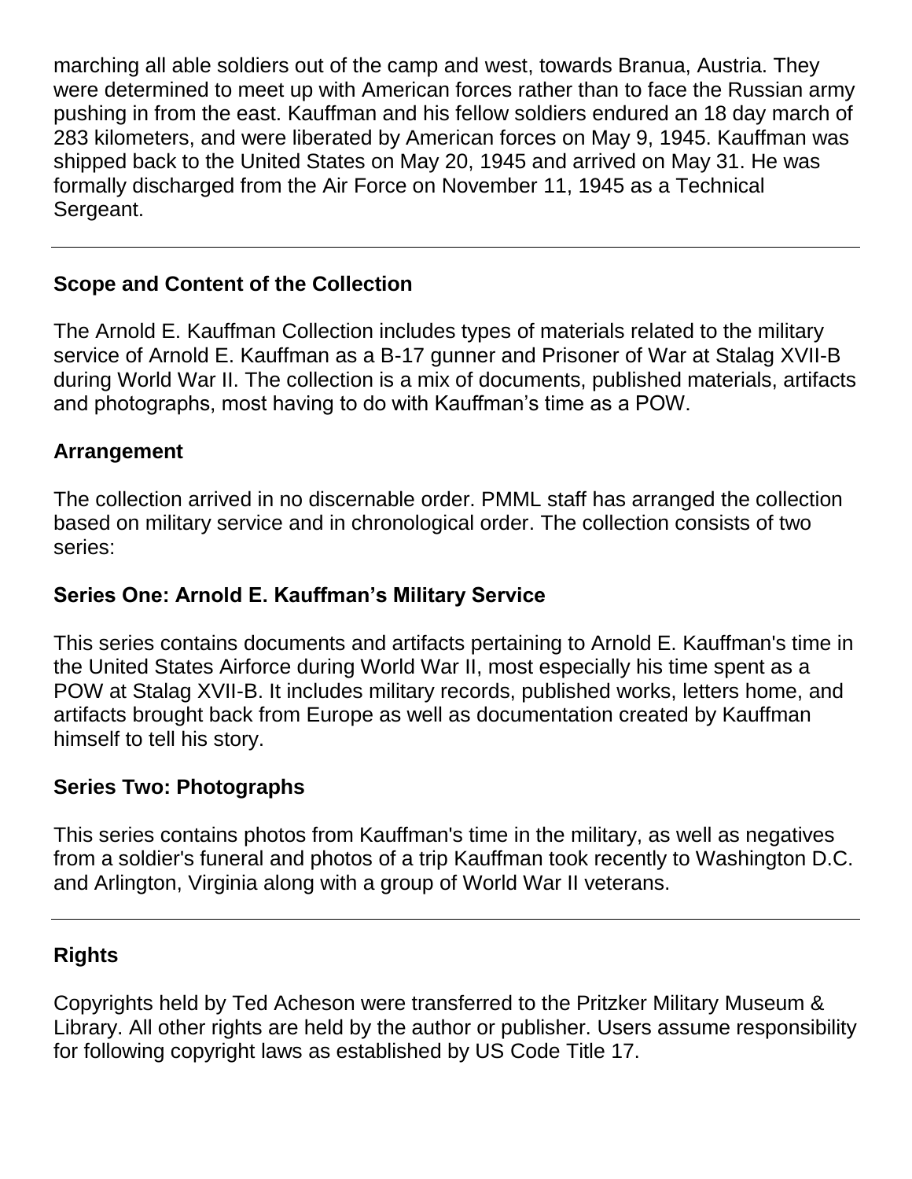marching all able soldiers out of the camp and west, towards Branua, Austria. They were determined to meet up with American forces rather than to face the Russian army pushing in from the east. Kauffman and his fellow soldiers endured an 18 day march of 283 kilometers, and were liberated by American forces on May 9, 1945. Kauffman was shipped back to the United States on May 20, 1945 and arrived on May 31. He was formally discharged from the Air Force on November 11, 1945 as a Technical Sergeant.

---

## Scope and Content of the Collection

The Arnold E. Kauffman Collection includes types of materials related to the military service of Arnold E. Kauffman as a B-17 gunner and Prisoner of War at Stalag XVII-B during World War II. The collection is a mix of documents, published materials, artifacts and photographs, most having to do with Kauffman's time as a POW.

## Arrangement

The collection arrived in no discernable order. PMML staff has arranged the collection based on military service and in chronological order. The collection consists of two series:

### Series One: Arnold E. Kauffman's Military Service

This series contains documents and artifacts pertaining to Arnold E. Kauffman's time in the United States Airforce during World War II, most especially his time spent as a POW at Stalag XVII-B. It includes military records, published works, letters home, and artifacts brought back from Europe as well as documentation created by Kauffman himself to tell his story.

### Series Two: Photographs

This series contains photos from Kauffman's time in the military, as well as negatives from a soldier's funeral and photos of a trip Kauffman took recently to Washington D.C. and Arlington, Virginia along with a group of World War II veterans.

---

## Rights

Copyrights held by Ted Acheson were transferred to the Pritzker Military Museum & Library. All other rights are held by the author or publisher. Users assume responsibility for following copyright laws as established by US Code Title 17.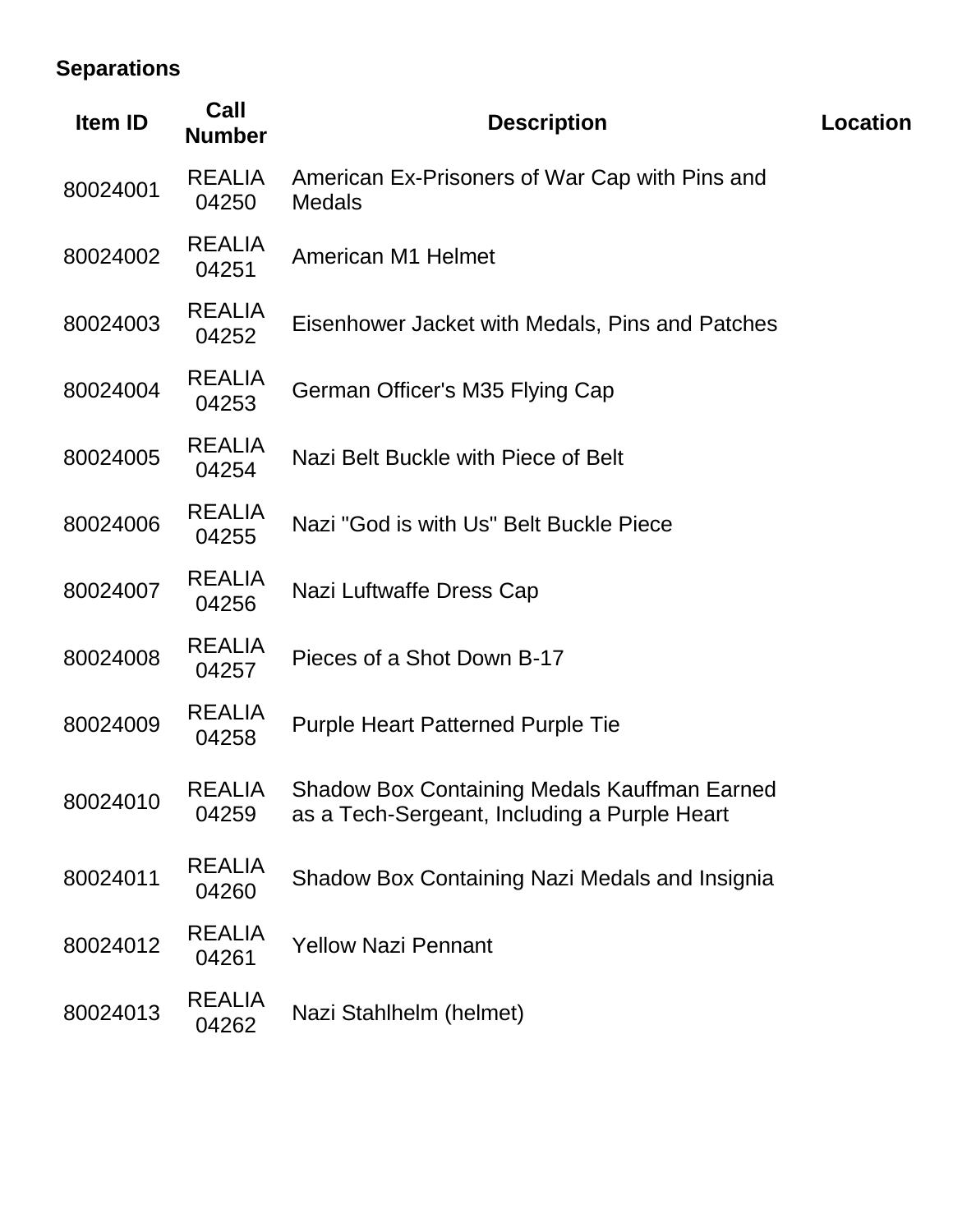**Separations**

| Item ID | Call Number | Description | Location |
| --- | --- | --- | --- |
| 80024001 | REALIA 04250 | American Ex-Prisoners of War Cap with Pins and Medals | |
| 80024002 | REALIA 04251 | American M1 Helmet | |
| 80024003 | REALIA 04252 | Eisenhower Jacket with Medals, Pins and Patches | |
| 80024004 | REALIA 04253 | German Officer's M35 Flying Cap | |
| 80024005 | REALIA 04254 | Nazi Belt Buckle with Piece of Belt | |
| 80024006 | REALIA 04255 | Nazi "God is with Us" Belt Buckle Piece | |
| 80024007 | REALIA 04256 | Nazi Luftwaffe Dress Cap | |
| 80024008 | REALIA 04257 | Pieces of a Shot Down B-17 | |
| 80024009 | REALIA 04258 | Purple Heart Patterned Purple Tie | |
| 80024010 | REALIA 04259 | Shadow Box Containing Medals Kauffman Earned as a Tech-Sergeant, Including a Purple Heart | |
| 80024011 | REALIA 04260 | Shadow Box Containing Nazi Medals and Insignia | |
| 80024012 | REALIA 04261 | Yellow Nazi Pennant | |
| 80024013 | REALIA 04262 | Nazi Stahlhelm (helmet) | |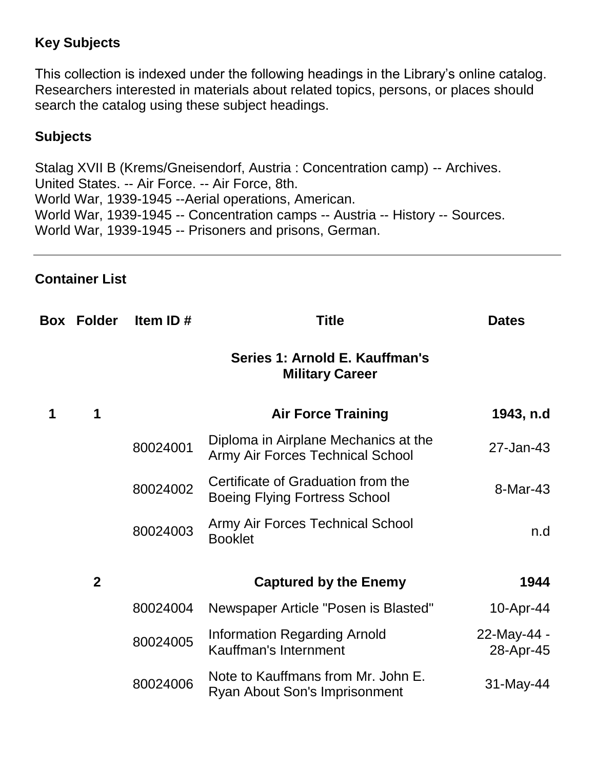## Key Subjects

This collection is indexed under the following headings in the Library's online catalog. Researchers interested in materials about related topics, persons, or places should search the catalog using these subject headings.

### Subjects

Stalag XVII B (Krems/Gneisendorf, Austria : Concentration camp) -- Archives.
United States. -- Air Force. -- Air Force, 8th.
World War, 1939-1945 --Aerial operations, American.
World War, 1939-1945 -- Concentration camps -- Austria -- History -- Sources.
World War, 1939-1945 -- Prisoners and prisons, German.

---

## Container List

| Box | Folder | Item ID # | Title | Dates |
|---|---|---|---|---|
| | | | **Series 1: Arnold E. Kauffman's Military Career** | |
| **1** | **1** | | **Air Force Training** | **1943, n.d** |
| | | 80024001 | Diploma in Airplane Mechanics at the Army Air Forces Technical School | 27-Jan-43 |
| | | 80024002 | Certificate of Graduation from the Boeing Flying Fortress School | 8-Mar-43 |
| | | 80024003 | Army Air Forces Technical School Booklet | n.d |
| | **2** | | **Captured by the Enemy** | **1944** |
| | | 80024004 | Newspaper Article "Posen is Blasted" | 10-Apr-44 |
| | | 80024005 | Information Regarding Arnold Kauffman's Internment | 22-May-44 - 28-Apr-45 |
| | | 80024006 | Note to Kauffmans from Mr. John E. Ryan About Son's Imprisonment | 31-May-44 |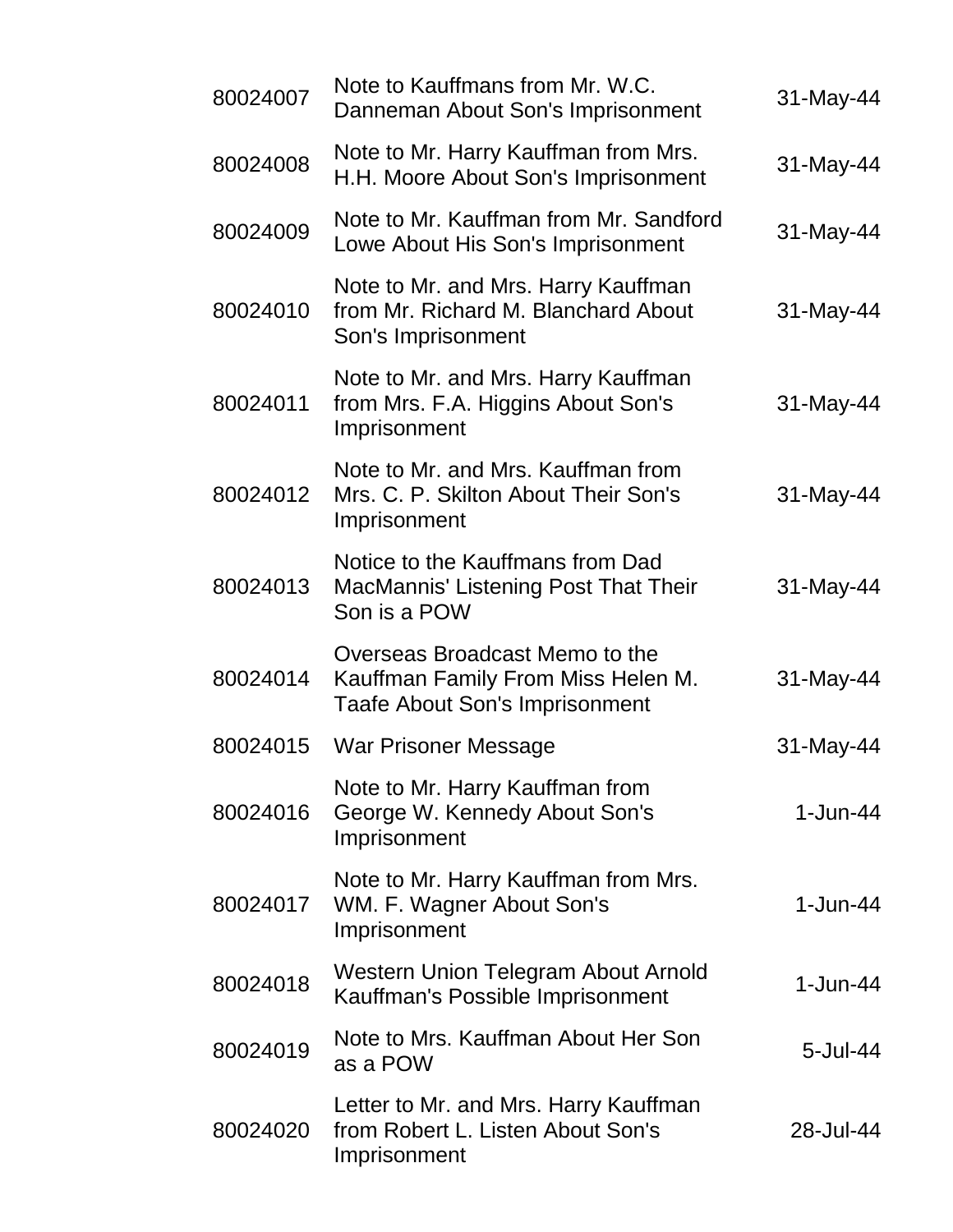| | | |
|---|---|---|
| 80024007 | Note to Kauffmans from Mr. W.C. Danneman About Son's Imprisonment | 31-May-44 |
| 80024008 | Note to Mr. Harry Kauffman from Mrs. H.H. Moore About Son's Imprisonment | 31-May-44 |
| 80024009 | Note to Mr. Kauffman from Mr. Sandford Lowe About His Son's Imprisonment | 31-May-44 |
| 80024010 | Note to Mr. and Mrs. Harry Kauffman from Mr. Richard M. Blanchard About Son's Imprisonment | 31-May-44 |
| 80024011 | Note to Mr. and Mrs. Harry Kauffman from Mrs. F.A. Higgins About Son's Imprisonment | 31-May-44 |
| 80024012 | Note to Mr. and Mrs. Kauffman from Mrs. C. P. Skilton About Their Son's Imprisonment | 31-May-44 |
| 80024013 | Notice to the Kauffmans from Dad MacMannis' Listening Post That Their Son is a POW | 31-May-44 |
| 80024014 | Overseas Broadcast Memo to the Kauffman Family From Miss Helen M. Taafe About Son's Imprisonment | 31-May-44 |
| 80024015 | War Prisoner Message | 31-May-44 |
| 80024016 | Note to Mr. Harry Kauffman from George W. Kennedy About Son's Imprisonment | 1-Jun-44 |
| 80024017 | Note to Mr. Harry Kauffman from Mrs. WM. F. Wagner About Son's Imprisonment | 1-Jun-44 |
| 80024018 | Western Union Telegram About Arnold Kauffman's Possible Imprisonment | 1-Jun-44 |
| 80024019 | Note to Mrs. Kauffman About Her Son as a POW | 5-Jul-44 |
| 80024020 | Letter to Mr. and Mrs. Harry Kauffman from Robert L. Listen About Son's Imprisonment | 28-Jul-44 |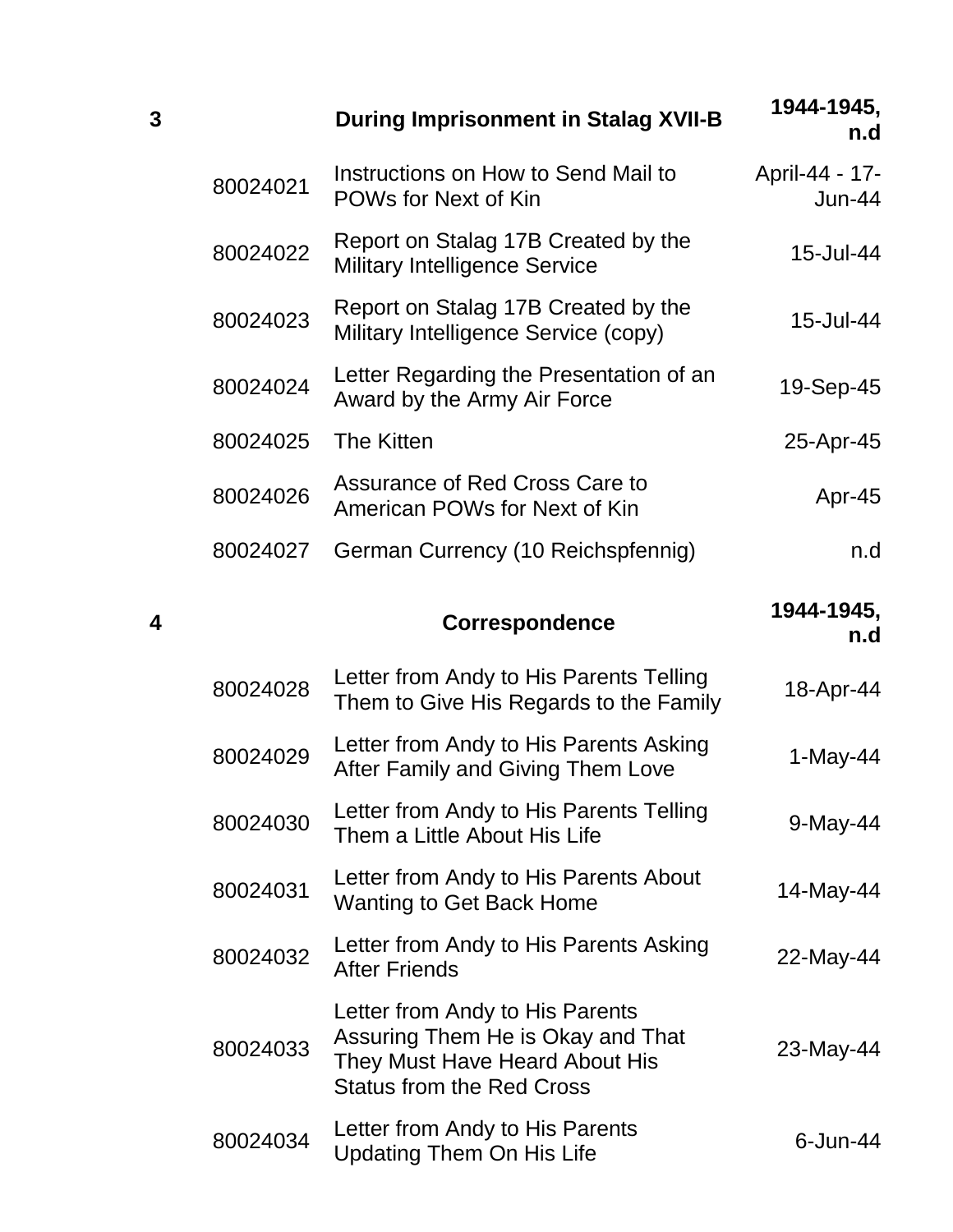| 3 | | **During Imprisonment in Stalag XVII-B** | **1944-1945, n.d** |
|---|---|---|---|
| | 80024021 | Instructions on How to Send Mail to POWs for Next of Kin | April-44 - 17-Jun-44 |
| | 80024022 | Report on Stalag 17B Created by the Military Intelligence Service | 15-Jul-44 |
| | 80024023 | Report on Stalag 17B Created by the Military Intelligence Service (copy) | 15-Jul-44 |
| | 80024024 | Letter Regarding the Presentation of an Award by the Army Air Force | 19-Sep-45 |
| | 80024025 | The Kitten | 25-Apr-45 |
| | 80024026 | Assurance of Red Cross Care to American POWs for Next of Kin | Apr-45 |
| | 80024027 | German Currency (10 Reichspfennig) | n.d |
| **4** | | **Correspondence** | **1944-1945, n.d** |
| | 80024028 | Letter from Andy to His Parents Telling Them to Give His Regards to the Family | 18-Apr-44 |
| | 80024029 | Letter from Andy to His Parents Asking After Family and Giving Them Love | 1-May-44 |
| | 80024030 | Letter from Andy to His Parents Telling Them a Little About His Life | 9-May-44 |
| | 80024031 | Letter from Andy to His Parents About Wanting to Get Back Home | 14-May-44 |
| | 80024032 | Letter from Andy to His Parents Asking After Friends | 22-May-44 |
| | 80024033 | Letter from Andy to His Parents Assuring Them He is Okay and That They Must Have Heard About His Status from the Red Cross | 23-May-44 |
| | 80024034 | Letter from Andy to His Parents Updating Them On His Life | 6-Jun-44 |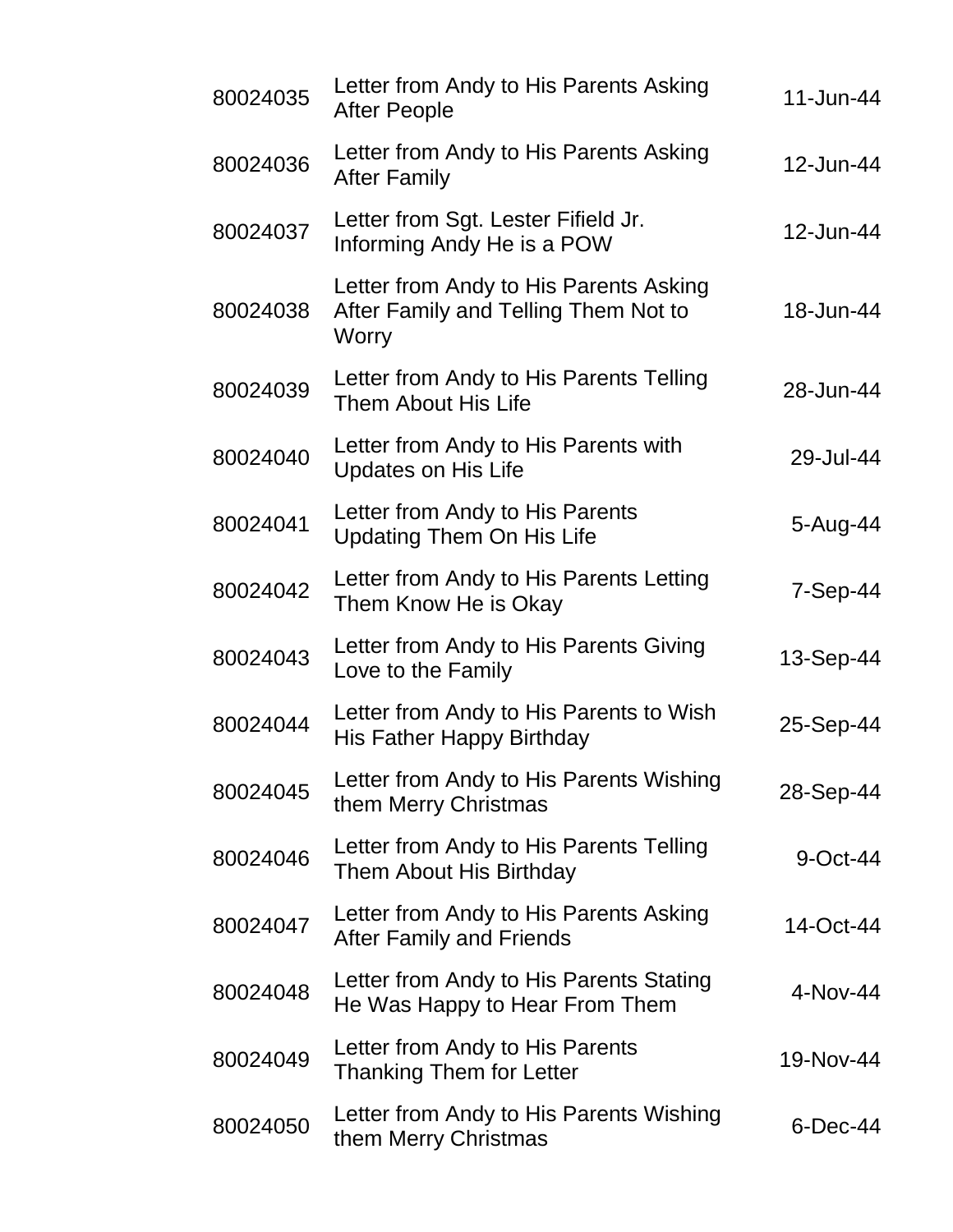| | | |
|---|---|---|
| 80024035 | Letter from Andy to His Parents Asking After People | 11-Jun-44 |
| 80024036 | Letter from Andy to His Parents Asking After Family | 12-Jun-44 |
| 80024037 | Letter from Sgt. Lester Fifield Jr. Informing Andy He is a POW | 12-Jun-44 |
| 80024038 | Letter from Andy to His Parents Asking After Family and Telling Them Not to Worry | 18-Jun-44 |
| 80024039 | Letter from Andy to His Parents Telling Them About His Life | 28-Jun-44 |
| 80024040 | Letter from Andy to His Parents with Updates on His Life | 29-Jul-44 |
| 80024041 | Letter from Andy to His Parents Updating Them On His Life | 5-Aug-44 |
| 80024042 | Letter from Andy to His Parents Letting Them Know He is Okay | 7-Sep-44 |
| 80024043 | Letter from Andy to His Parents Giving Love to the Family | 13-Sep-44 |
| 80024044 | Letter from Andy to His Parents to Wish His Father Happy Birthday | 25-Sep-44 |
| 80024045 | Letter from Andy to His Parents Wishing them Merry Christmas | 28-Sep-44 |
| 80024046 | Letter from Andy to His Parents Telling Them About His Birthday | 9-Oct-44 |
| 80024047 | Letter from Andy to His Parents Asking After Family and Friends | 14-Oct-44 |
| 80024048 | Letter from Andy to His Parents Stating He Was Happy to Hear From Them | 4-Nov-44 |
| 80024049 | Letter from Andy to His Parents Thanking Them for Letter | 19-Nov-44 |
| 80024050 | Letter from Andy to His Parents Wishing them Merry Christmas | 6-Dec-44 |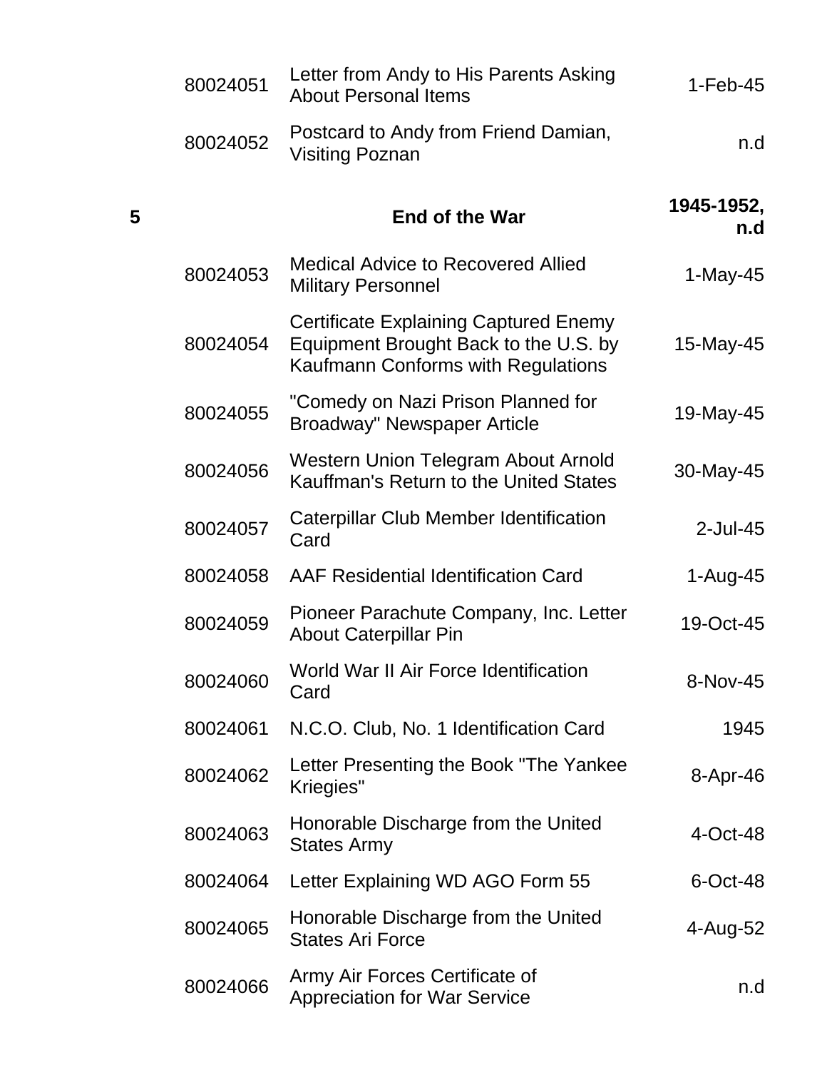| | | | |
|---|---|---|---|
| | 80024051 | Letter from Andy to His Parents Asking About Personal Items | 1-Feb-45 |
| | 80024052 | Postcard to Andy from Friend Damian, Visiting Poznan | n.d |
| **5** | | **End of the War** | **1945-1952, n.d** |
| | 80024053 | Medical Advice to Recovered Allied Military Personnel | 1-May-45 |
| | 80024054 | Certificate Explaining Captured Enemy Equipment Brought Back to the U.S. by Kaufmann Conforms with Regulations | 15-May-45 |
| | 80024055 | "Comedy on Nazi Prison Planned for Broadway" Newspaper Article | 19-May-45 |
| | 80024056 | Western Union Telegram About Arnold Kauffman's Return to the United States | 30-May-45 |
| | 80024057 | Caterpillar Club Member Identification Card | 2-Jul-45 |
| | 80024058 | AAF Residential Identification Card | 1-Aug-45 |
| | 80024059 | Pioneer Parachute Company, Inc. Letter About Caterpillar Pin | 19-Oct-45 |
| | 80024060 | World War II Air Force Identification Card | 8-Nov-45 |
| | 80024061 | N.C.O. Club, No. 1 Identification Card | 1945 |
| | 80024062 | Letter Presenting the Book "The Yankee Kriegies" | 8-Apr-46 |
| | 80024063 | Honorable Discharge from the United States Army | 4-Oct-48 |
| | 80024064 | Letter Explaining WD AGO Form 55 | 6-Oct-48 |
| | 80024065 | Honorable Discharge from the United States Ari Force | 4-Aug-52 |
| | 80024066 | Army Air Forces Certificate of Appreciation for War Service | n.d |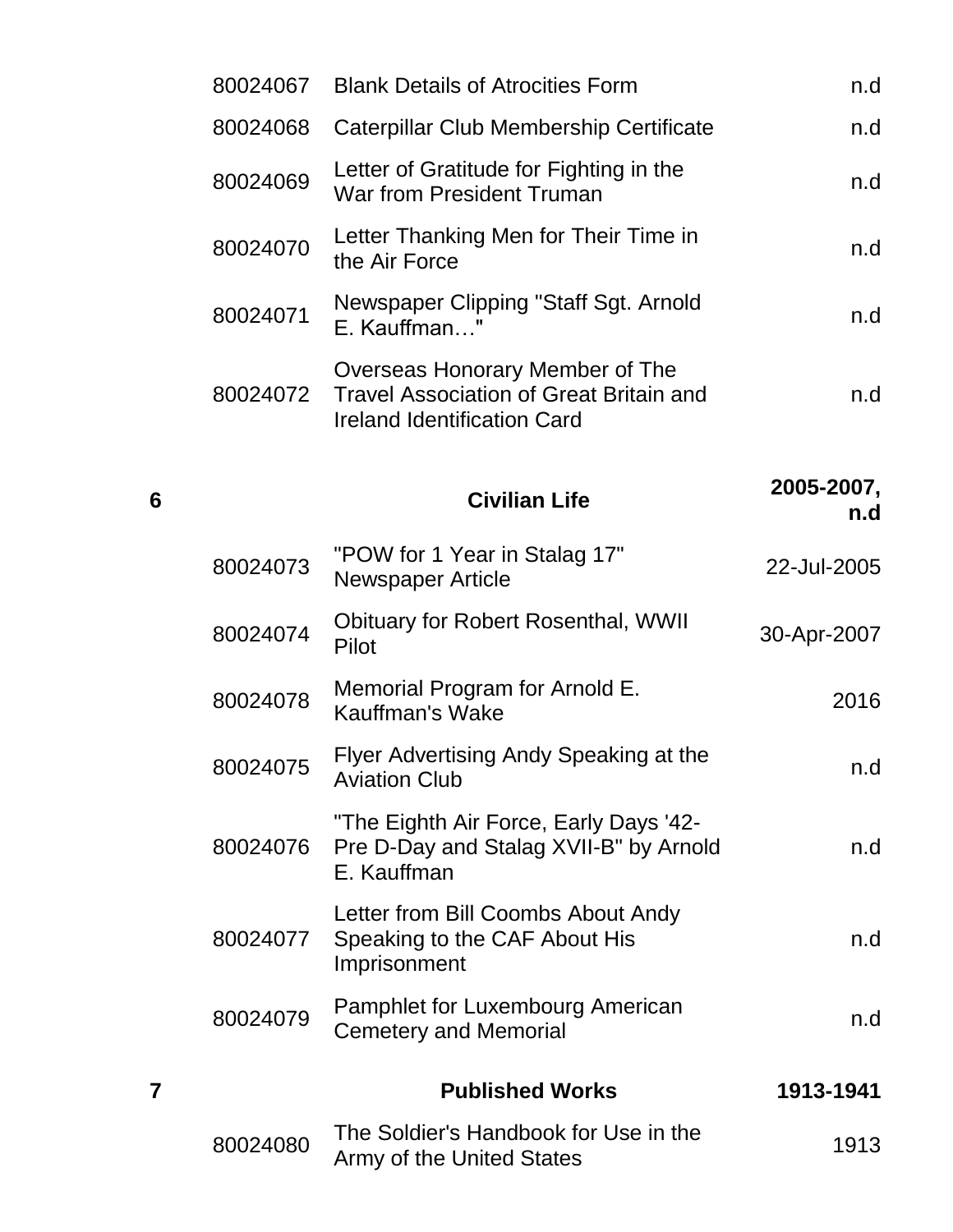| | | | |
|---|---|---|---|
| | 80024067 | Blank Details of Atrocities Form | n.d |
| | 80024068 | Caterpillar Club Membership Certificate | n.d |
| | 80024069 | Letter of Gratitude for Fighting in the War from President Truman | n.d |
| | 80024070 | Letter Thanking Men for Their Time in the Air Force | n.d |
| | 80024071 | Newspaper Clipping "Staff Sgt. Arnold E. Kauffman…" | n.d |
| | 80024072 | Overseas Honorary Member of The Travel Association of Great Britain and Ireland Identification Card | n.d |
| **6** | | **Civilian Life** | **2005-2007, n.d** |
| | 80024073 | "POW for 1 Year in Stalag 17" Newspaper Article | 22-Jul-2005 |
| | 80024074 | Obituary for Robert Rosenthal, WWII Pilot | 30-Apr-2007 |
| | 80024078 | Memorial Program for Arnold E. Kauffman's Wake | 2016 |
| | 80024075 | Flyer Advertising Andy Speaking at the Aviation Club | n.d |
| | 80024076 | "The Eighth Air Force, Early Days '42-Pre D-Day and Stalag XVII-B" by Arnold E. Kauffman | n.d |
| | 80024077 | Letter from Bill Coombs About Andy Speaking to the CAF About His Imprisonment | n.d |
| | 80024079 | Pamphlet for Luxembourg American Cemetery and Memorial | n.d |
| **7** | | **Published Works** | **1913-1941** |
| | 80024080 | The Soldier's Handbook for Use in the Army of the United States | 1913 |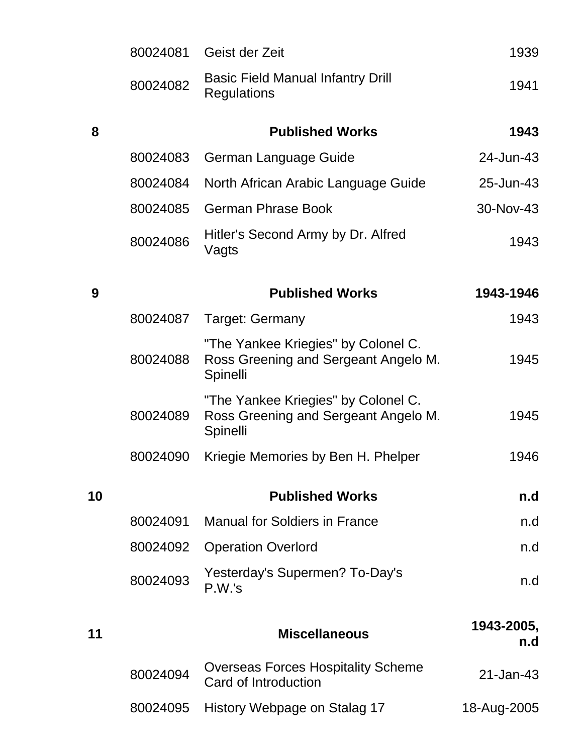| | | | |
|---|---|---|---|
| | 80024081 | Geist der Zeit | 1939 |
| | 80024082 | Basic Field Manual Infantry Drill Regulations | 1941 |
| **8** | | **Published Works** | **1943** |
| | 80024083 | German Language Guide | 24-Jun-43 |
| | 80024084 | North African Arabic Language Guide | 25-Jun-43 |
| | 80024085 | German Phrase Book | 30-Nov-43 |
| | 80024086 | Hitler's Second Army by Dr. Alfred Vagts | 1943 |
| **9** | | **Published Works** | **1943-1946** |
| | 80024087 | Target: Germany | 1943 |
| | 80024088 | "The Yankee Kriegies" by Colonel C. Ross Greening and Sergeant Angelo M. Spinelli | 1945 |
| | 80024089 | "The Yankee Kriegies" by Colonel C. Ross Greening and Sergeant Angelo M. Spinelli | 1945 |
| | 80024090 | Kriegie Memories by Ben H. Phelper | 1946 |
| **10** | | **Published Works** | **n.d** |
| | 80024091 | Manual for Soldiers in France | n.d |
| | 80024092 | Operation Overlord | n.d |
| | 80024093 | Yesterday's Supermen? To-Day's P.W.'s | n.d |
| **11** | | **Miscellaneous** | **1943-2005, n.d** |
| | 80024094 | Overseas Forces Hospitality Scheme Card of Introduction | 21-Jan-43 |
| | 80024095 | History Webpage on Stalag 17 | 18-Aug-2005 |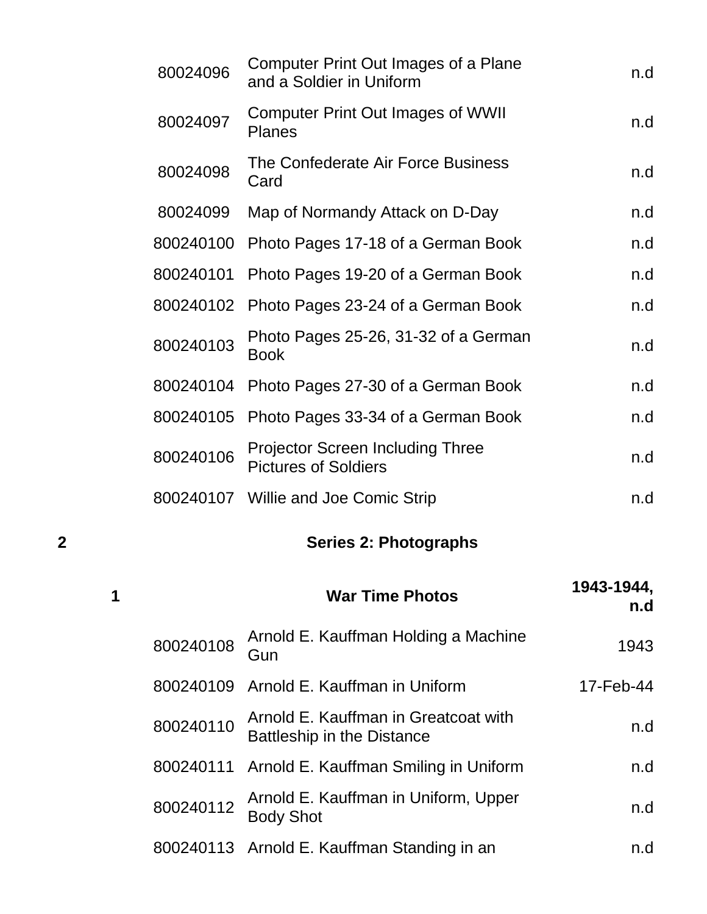| | | | |
|---|---|---|---|
| | 80024096 | Computer Print Out Images of a Plane and a Soldier in Uniform | n.d |
| | 80024097 | Computer Print Out Images of WWII Planes | n.d |
| | 80024098 | The Confederate Air Force Business Card | n.d |
| | 80024099 | Map of Normandy Attack on D-Day | n.d |
| | 800240100 | Photo Pages 17-18 of a German Book | n.d |
| | 800240101 | Photo Pages 19-20 of a German Book | n.d |
| | 800240102 | Photo Pages 23-24 of a German Book | n.d |
| | 800240103 | Photo Pages 25-26, 31-32 of a German Book | n.d |
| | 800240104 | Photo Pages 27-30 of a German Book | n.d |
| | 800240105 | Photo Pages 33-34 of a German Book | n.d |
| | 800240106 | Projector Screen Including Three Pictures of Soldiers | n.d |
| | 800240107 | Willie and Joe Comic Strip | n.d |
| **2** | | **Series 2: Photographs** | |
| **1** | | **War Time Photos** | **1943-1944, n.d** |
| | 800240108 | Arnold E. Kauffman Holding a Machine Gun | 1943 |
| | 800240109 | Arnold E. Kauffman in Uniform | 17-Feb-44 |
| | 800240110 | Arnold E. Kauffman in Greatcoat with Battleship in the Distance | n.d |
| | 800240111 | Arnold E. Kauffman Smiling in Uniform | n.d |
| | 800240112 | Arnold E. Kauffman in Uniform, Upper Body Shot | n.d |
| | 800240113 | Arnold E. Kauffman Standing in an | n.d |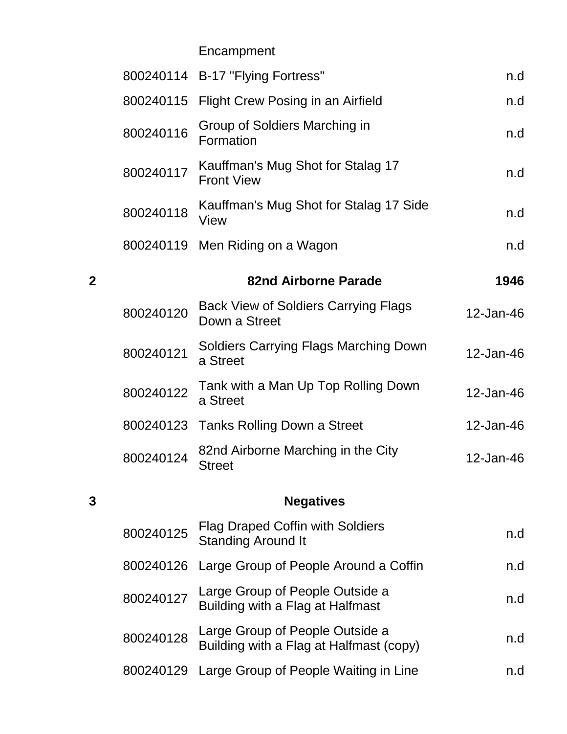| | | | |
|---|---|---|---|
| | | Encampment | |
| | 800240114 | B-17 "Flying Fortress" | n.d |
| | 800240115 | Flight Crew Posing in an Airfield | n.d |
| | 800240116 | Group of Soldiers Marching in Formation | n.d |
| | 800240117 | Kauffman's Mug Shot for Stalag 17 Front View | n.d |
| | 800240118 | Kauffman's Mug Shot for Stalag 17 Side View | n.d |
| | 800240119 | Men Riding on a Wagon | n.d |
| **2** | | **82nd Airborne Parade** | **1946** |
| | 800240120 | Back View of Soldiers Carrying Flags Down a Street | 12-Jan-46 |
| | 800240121 | Soldiers Carrying Flags Marching Down a Street | 12-Jan-46 |
| | 800240122 | Tank with a Man Up Top Rolling Down a Street | 12-Jan-46 |
| | 800240123 | Tanks Rolling Down a Street | 12-Jan-46 |
| | 800240124 | 82nd Airborne Marching in the City Street | 12-Jan-46 |
| **3** | | **Negatives** | |
| | 800240125 | Flag Draped Coffin with Soldiers Standing Around It | n.d |
| | 800240126 | Large Group of People Around a Coffin | n.d |
| | 800240127 | Large Group of People Outside a Building with a Flag at Halfmast | n.d |
| | 800240128 | Large Group of People Outside a Building with a Flag at Halfmast (copy) | n.d |
| | 800240129 | Large Group of People Waiting in Line | n.d |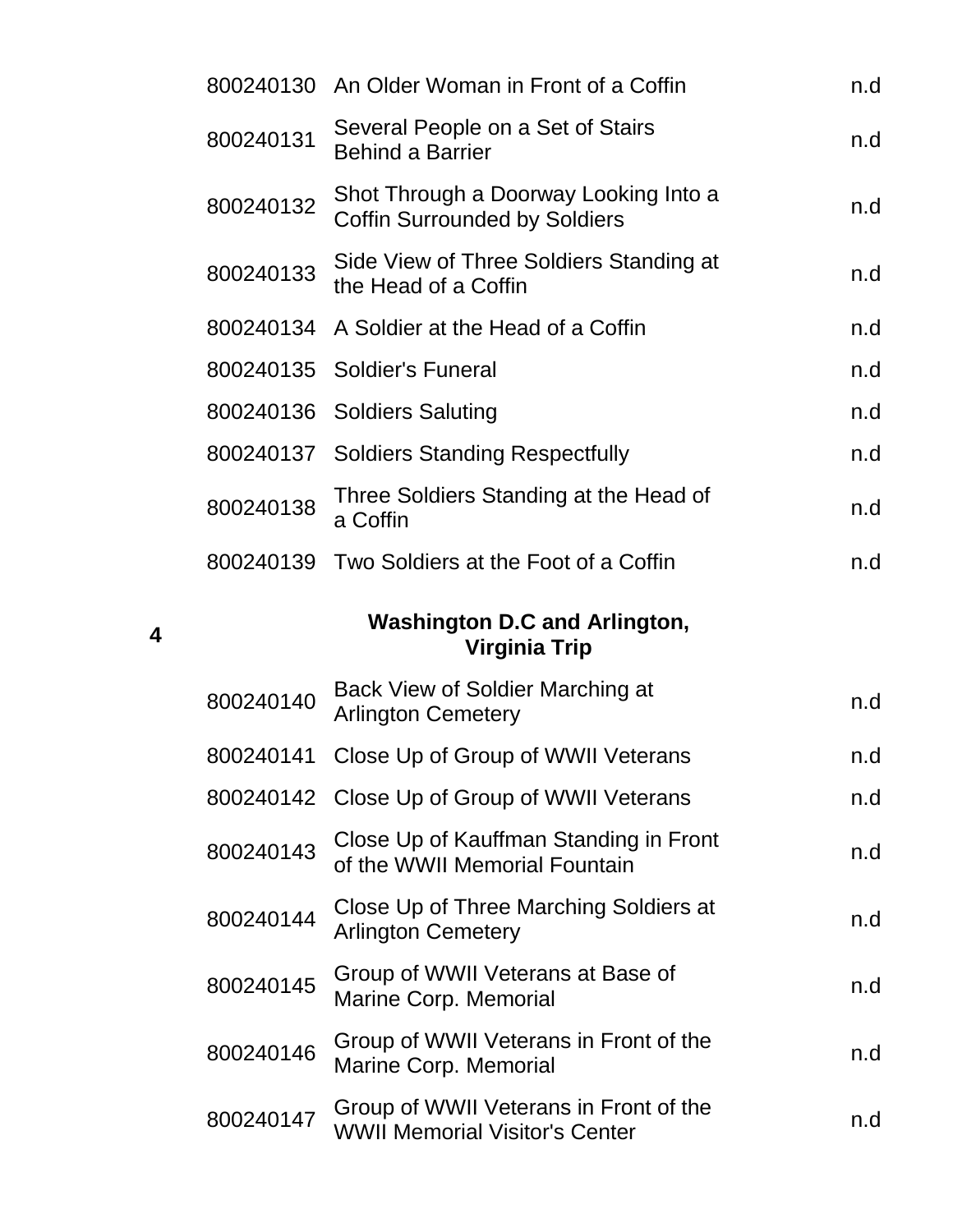| | | |
|---|---|---|
| 800240130 | An Older Woman in Front of a Coffin | n.d |
| 800240131 | Several People on a Set of Stairs Behind a Barrier | n.d |
| 800240132 | Shot Through a Doorway Looking Into a Coffin Surrounded by Soldiers | n.d |
| 800240133 | Side View of Three Soldiers Standing at the Head of a Coffin | n.d |
| 800240134 | A Soldier at the Head of a Coffin | n.d |
| 800240135 | Soldier's Funeral | n.d |
| 800240136 | Soldiers Saluting | n.d |
| 800240137 | Soldiers Standing Respectfully | n.d |
| 800240138 | Three Soldiers Standing at the Head of a Coffin | n.d |
| 800240139 | Two Soldiers at the Foot of a Coffin | n.d |

**4** **Washington D.C and Arlington, Virginia Trip**

| | | |
|---|---|---|
| 800240140 | Back View of Soldier Marching at Arlington Cemetery | n.d |
| 800240141 | Close Up of Group of WWII Veterans | n.d |
| 800240142 | Close Up of Group of WWII Veterans | n.d |
| 800240143 | Close Up of Kauffman Standing in Front of the WWII Memorial Fountain | n.d |
| 800240144 | Close Up of Three Marching Soldiers at Arlington Cemetery | n.d |
| 800240145 | Group of WWII Veterans at Base of Marine Corp. Memorial | n.d |
| 800240146 | Group of WWII Veterans in Front of the Marine Corp. Memorial | n.d |
| 800240147 | Group of WWII Veterans in Front of the WWII Memorial Visitor's Center | n.d |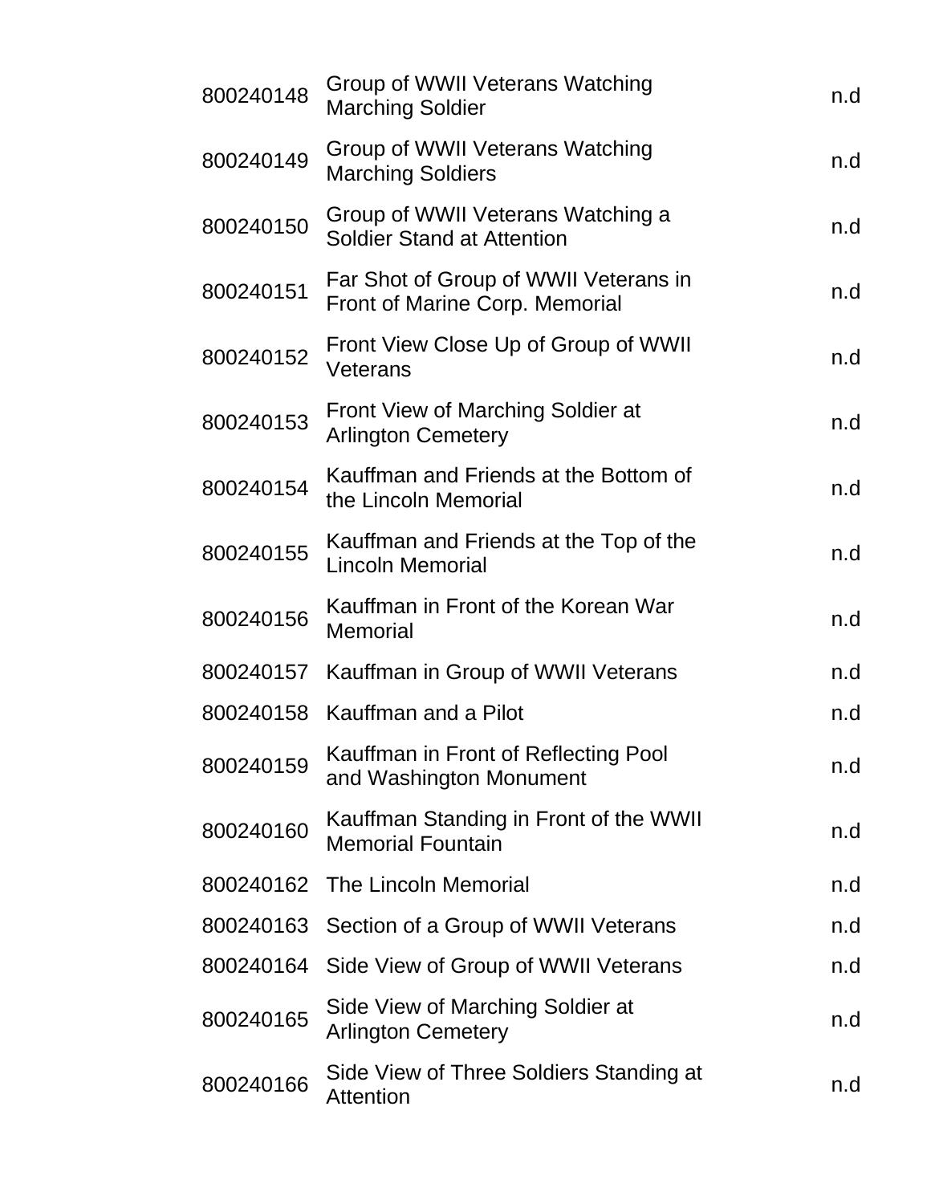| | | |
|---|---|---|
| 800240148 | Group of WWII Veterans Watching Marching Soldier | n.d |
| 800240149 | Group of WWII Veterans Watching Marching Soldiers | n.d |
| 800240150 | Group of WWII Veterans Watching a Soldier Stand at Attention | n.d |
| 800240151 | Far Shot of Group of WWII Veterans in Front of Marine Corp. Memorial | n.d |
| 800240152 | Front View Close Up of Group of WWII Veterans | n.d |
| 800240153 | Front View of Marching Soldier at Arlington Cemetery | n.d |
| 800240154 | Kauffman and Friends at the Bottom of the Lincoln Memorial | n.d |
| 800240155 | Kauffman and Friends at the Top of the Lincoln Memorial | n.d |
| 800240156 | Kauffman in Front of the Korean War Memorial | n.d |
| 800240157 | Kauffman in Group of WWII Veterans | n.d |
| 800240158 | Kauffman and a Pilot | n.d |
| 800240159 | Kauffman in Front of Reflecting Pool and Washington Monument | n.d |
| 800240160 | Kauffman Standing in Front of the WWII Memorial Fountain | n.d |
| 800240162 | The Lincoln Memorial | n.d |
| 800240163 | Section of a Group of WWII Veterans | n.d |
| 800240164 | Side View of Group of WWII Veterans | n.d |
| 800240165 | Side View of Marching Soldier at Arlington Cemetery | n.d |
| 800240166 | Side View of Three Soldiers Standing at Attention | n.d |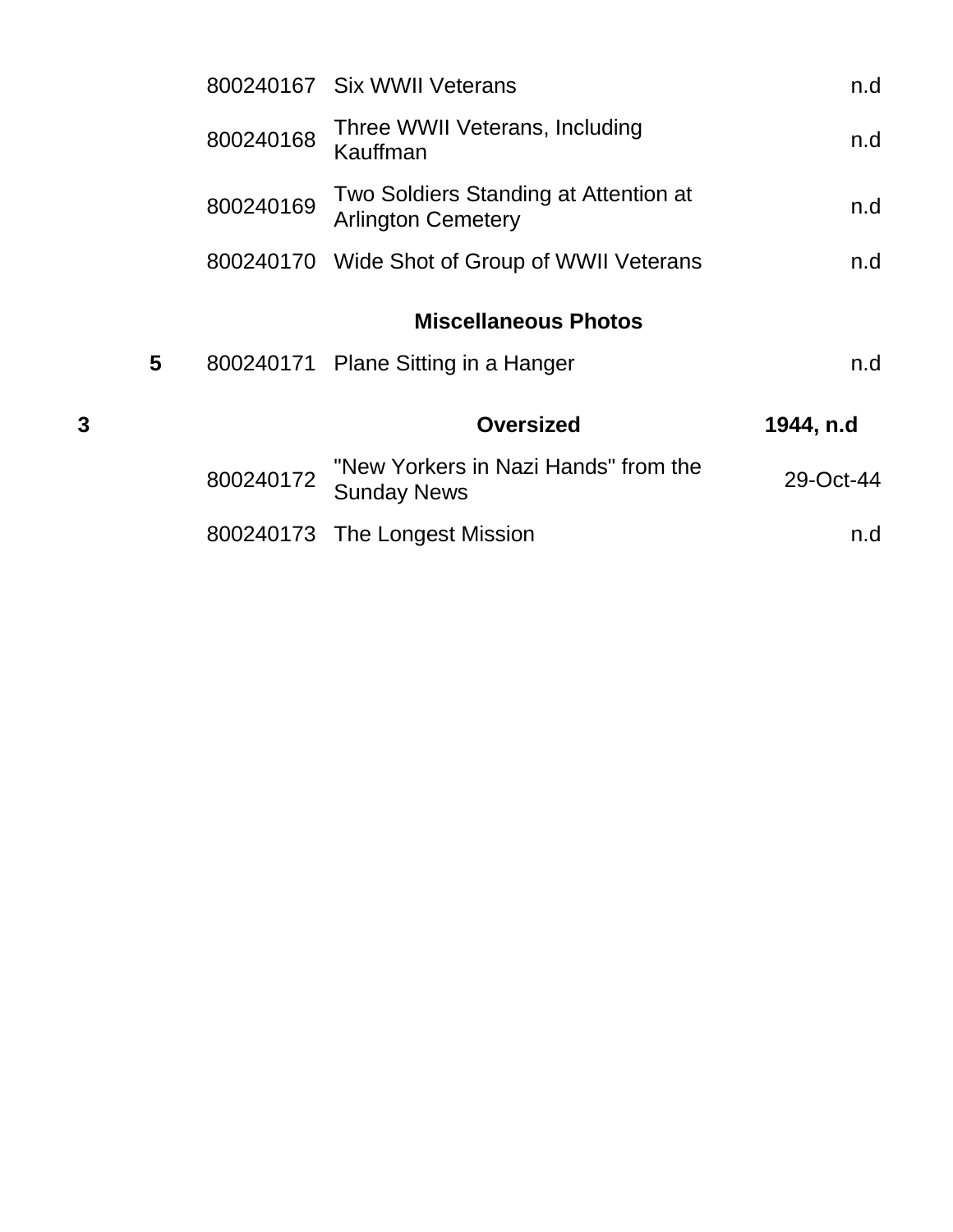| | | | | |
|---|---|---|---|---|
| | | 800240167 | Six WWII Veterans | n.d |
| | | 800240168 | Three WWII Veterans, Including Kauffman | n.d |
| | | 800240169 | Two Soldiers Standing at Attention at Arlington Cemetery | n.d |
| | | 800240170 | Wide Shot of Group of WWII Veterans | n.d |
| | | | **Miscellaneous Photos** | |
| | **5** | 800240171 | Plane Sitting in a Hanger | n.d |
| **3** | | | **Oversized** | **1944, n.d** |
| | | 800240172 | "New Yorkers in Nazi Hands" from the Sunday News | 29-Oct-44 |
| | | 800240173 | The Longest Mission | n.d |